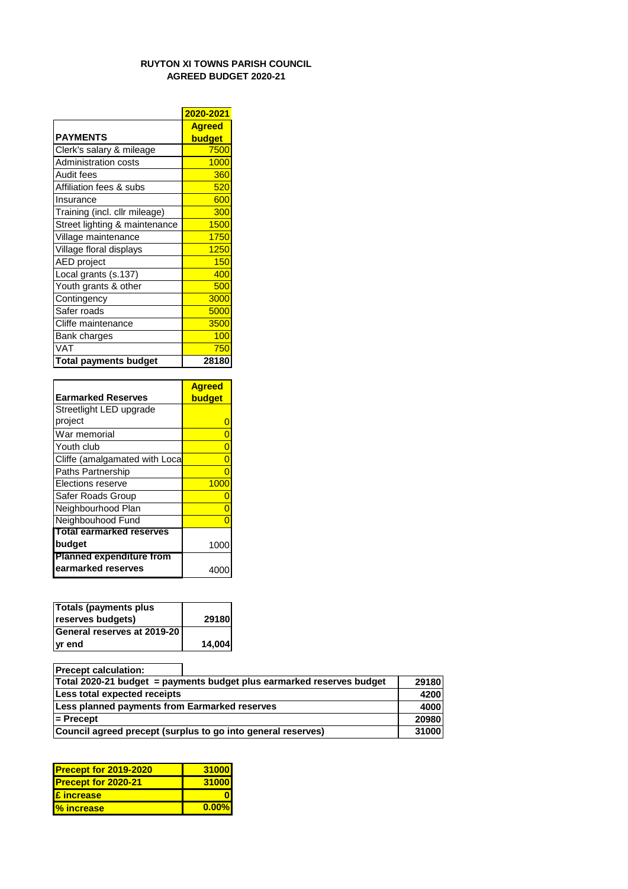**RUYTON XI TOWNS PARISH COUNCIL**
**AGREED BUDGET 2020-21**

| | 2020-2021 |
|---|---|
| **PAYMENTS** | **Agreed budget** |
| Clerk's salary & mileage | 7500 |
| Administration costs | 1000 |
| Audit fees | 360 |
| Affiliation fees & subs | 520 |
| Insurance | 600 |
| Training (incl. cllr mileage) | 300 |
| Street lighting & maintenance | 1500 |
| Village maintenance | 1750 |
| Village floral displays | 1250 |
| AED project | 150 |
| Local grants (s.137) | 400 |
| Youth grants & other | 500 |
| Contingency | 3000 |
| Safer roads | 5000 |
| Cliffe maintenance | 3500 |
| Bank charges | 100 |
| VAT | 750 |
| **Total payments budget** | **28180** |

| **Earmarked Reserves** | **Agreed budget** |
|---|---|
| Streetlight LED upgrade project | 0 |
| War memorial | 0 |
| Youth club | 0 |
| Cliffe (amalgamated with Loca | 0 |
| Paths Partnership | 0 |
| Elections reserve | 1000 |
| Safer Roads Group | 0 |
| Neighbourhood Plan | 0 |
| Neighbouhood Fund | 0 |
| **Total earmarked reserves budget** | 1000 |
| **Planned expenditure from earmarked reserves** | 4000 |

| | |
|---|---|
| **Totals (payments plus reserves budgets)** | **29180** |
| **General reserves at 2019-20 yr end** | **14,004** |

| **Precept calculation:** | |
|---|---|
| **Total 2020-21 budget = payments budget plus earmarked reserves budget** | **29180** |
| **Less total expected receipts** | **4200** |
| **Less planned payments from Earmarked reserves** | **4000** |
| **= Precept** | **20980** |
| **Council agreed precept (surplus to go into general reserves)** | **31000** |

| | |
|---|---|
| **Precept for 2019-2020** | **31000** |
| **Precept for 2020-21** | **31000** |
| **£ increase** | **0** |
| **% increase** | **0.00%** |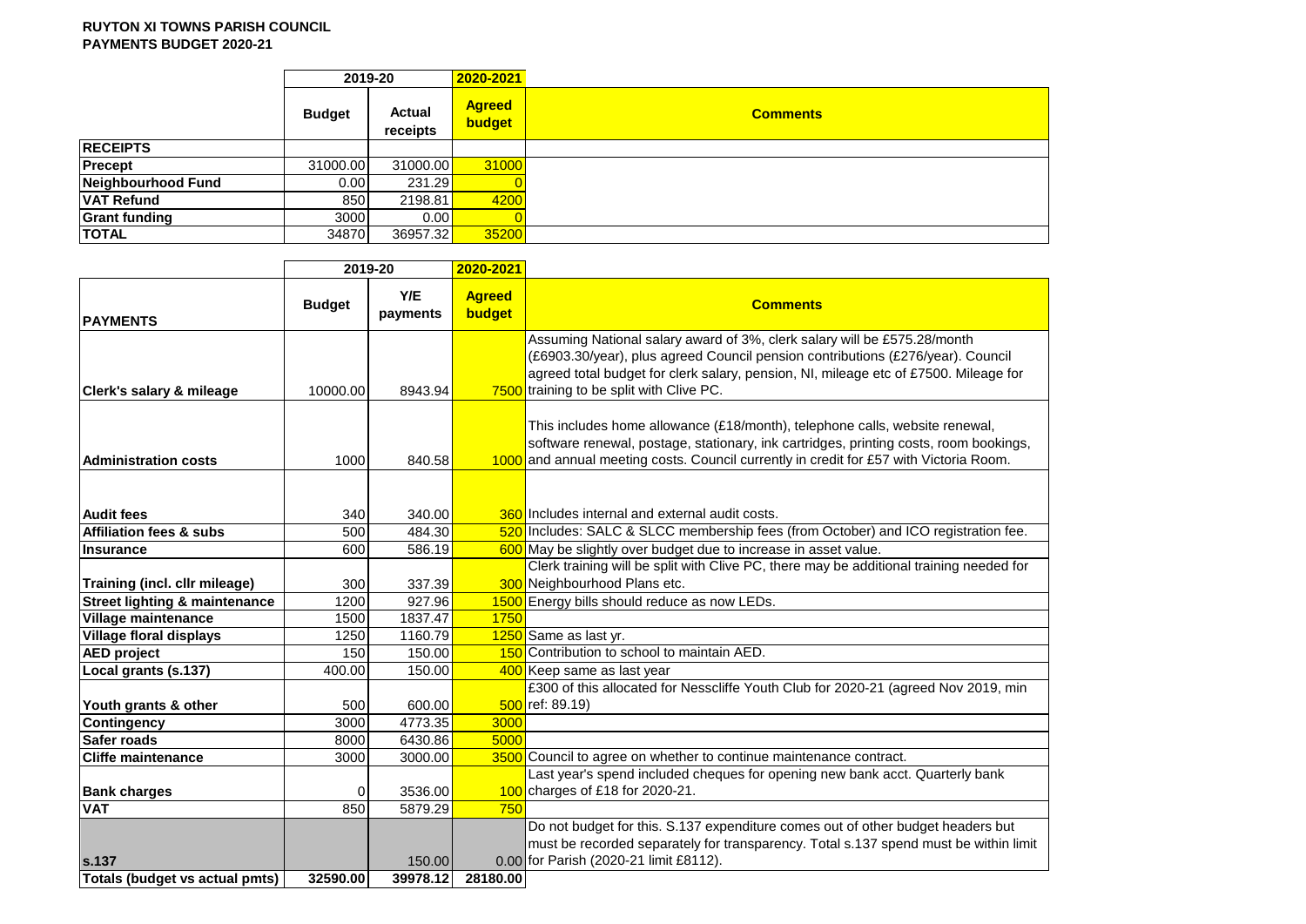**RUYTON XI TOWNS PARISH COUNCIL**
**PAYMENTS BUDGET 2020-21**

| | 2019-20 | | 2020-2021 | |
|---|---|---|---|---|
| | **Budget** | **Actual receipts** | **Agreed budget** | **Comments** |
| **RECEIPTS** | | | | |
| **Precept** | 31000.00 | 31000.00 | 31000 | |
| **Neighbourhood Fund** | 0.00 | 231.29 | 0 | |
| **VAT Refund** | 850 | 2198.81 | 4200 | |
| **Grant funding** | 3000 | 0.00 | 0 | |
| **TOTAL** | 34870 | 36957.32 | 35200 | |

| | 2019-20 | | 2020-2021 | |
|---|---|---|---|---|
| **PAYMENTS** | **Budget** | **Y/E payments** | **Agreed budget** | **Comments** |
| **Clerk's salary & mileage** | 10000.00 | 8943.94 | 7500 | Assuming National salary award of 3%, clerk salary will be £575.28/month (£6903.30/year), plus agreed Council pension contributions (£276/year). Council agreed total budget for clerk salary, pension, NI, mileage etc of £7500. Mileage for training to be split with Clive PC. |
| **Administration costs** | 1000 | 840.58 | 1000 | This includes home allowance (£18/month), telephone calls, website renewal, software renewal, postage, stationary, ink cartridges, printing costs, room bookings, and annual meeting costs. Council currently in credit for £57 with Victoria Room. |
| **Audit fees** | 340 | 340.00 | 360 | Includes internal and external audit costs. |
| **Affiliation fees & subs** | 500 | 484.30 | 520 | Includes: SALC & SLCC membership fees (from October) and ICO registration fee. |
| **Insurance** | 600 | 586.19 | 600 | May be slightly over budget due to increase in asset value. |
| **Training (incl. cllr mileage)** | 300 | 337.39 | 300 | Clerk training will be split with Clive PC, there may be additional training needed for Neighbourhood Plans etc. |
| **Street lighting & maintenance** | 1200 | 927.96 | 1500 | Energy bills should reduce as now LEDs. |
| **Village maintenance** | 1500 | 1837.47 | 1750 | |
| **Village floral displays** | 1250 | 1160.79 | 1250 | Same as last yr. |
| **AED project** | 150 | 150.00 | 150 | Contribution to school to maintain AED. |
| **Local grants (s.137)** | 400.00 | 150.00 | 400 | Keep same as last year |
| **Youth grants & other** | 500 | 600.00 | 500 | £300 of this allocated for Nesscliffe Youth Club for 2020-21 (agreed Nov 2019, min ref: 89.19) |
| **Contingency** | 3000 | 4773.35 | 3000 | |
| **Safer roads** | 8000 | 6430.86 | 5000 | |
| **Cliffe maintenance** | 3000 | 3000.00 | 3500 | Council to agree on whether to continue maintenance contract. |
| **Bank charges** | 0 | 3536.00 | 100 | Last year's spend included cheques for opening new bank acct. Quarterly bank charges of £18 for 2020-21. |
| **VAT** | 850 | 5879.29 | 750 | |
| **s.137** | | 150.00 | 0.00 | Do not budget for this. S.137 expenditure comes out of other budget headers but must be recorded separately for transparency. Total s.137 spend must be within limit for Parish (2020-21 limit £8112). |
| **Totals (budget vs actual pmts)** | **32590.00** | **39978.12** | **28180.00** | |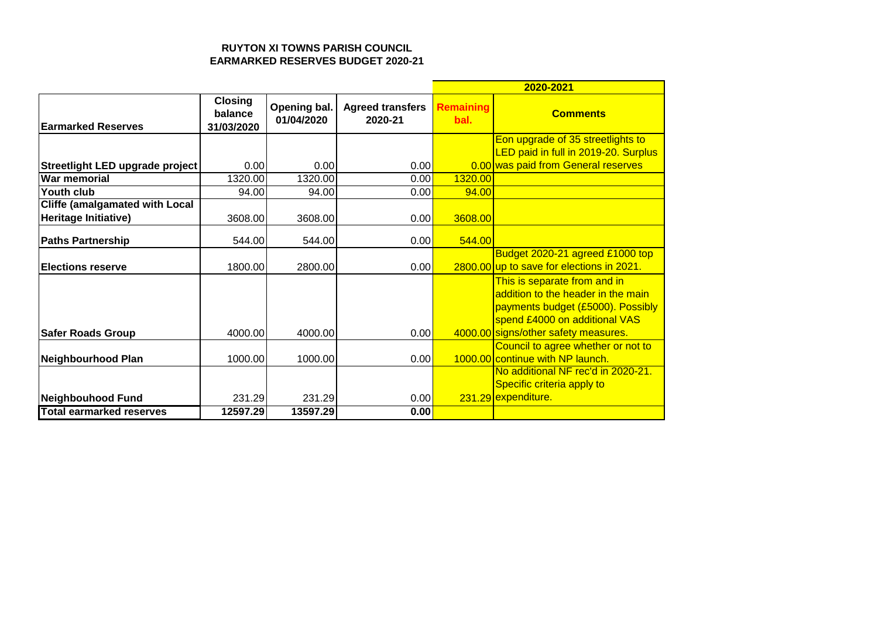**RUYTON XI TOWNS PARISH COUNCIL**
**EARMARKED RESERVES BUDGET 2020-21**

| Earmarked Reserves | Closing balance 31/03/2020 | Opening bal. 01/04/2020 | Agreed transfers 2020-21 | 2020-2021 | |
|---|---|---|---|---|---|
| | | | | **Remaining bal.** | **Comments** |
| **Streetlight LED upgrade project** | 0.00 | 0.00 | 0.00 | 0.00 | Eon upgrade of 35 streetlights to LED paid in full in 2019-20. Surplus was paid from General reserves |
| **War memorial** | 1320.00 | 1320.00 | 0.00 | 1320.00 | |
| **Youth club** | 94.00 | 94.00 | 0.00 | 94.00 | |
| **Cliffe (amalgamated with Local Heritage Initiative)** | 3608.00 | 3608.00 | 0.00 | 3608.00 | |
| **Paths Partnership** | 544.00 | 544.00 | 0.00 | 544.00 | |
| **Elections reserve** | 1800.00 | 2800.00 | 0.00 | 2800.00 | Budget 2020-21 agreed £1000 top up to save for elections in 2021. |
| **Safer Roads Group** | 4000.00 | 4000.00 | 0.00 | 4000.00 | This is separate from and in addition to the header in the main payments budget (£5000). Possibly spend £4000 on additional VAS signs/other safety measures. |
| **Neighbourhood Plan** | 1000.00 | 1000.00 | 0.00 | 1000.00 | Council to agree whether or not to continue with NP launch. |
| **Neighbouhood Fund** | 231.29 | 231.29 | 0.00 | 231.29 | No additional NF rec'd in 2020-21. Specific criteria apply to expenditure. |
| **Total earmarked reserves** | **12597.29** | **13597.29** | **0.00** | | |